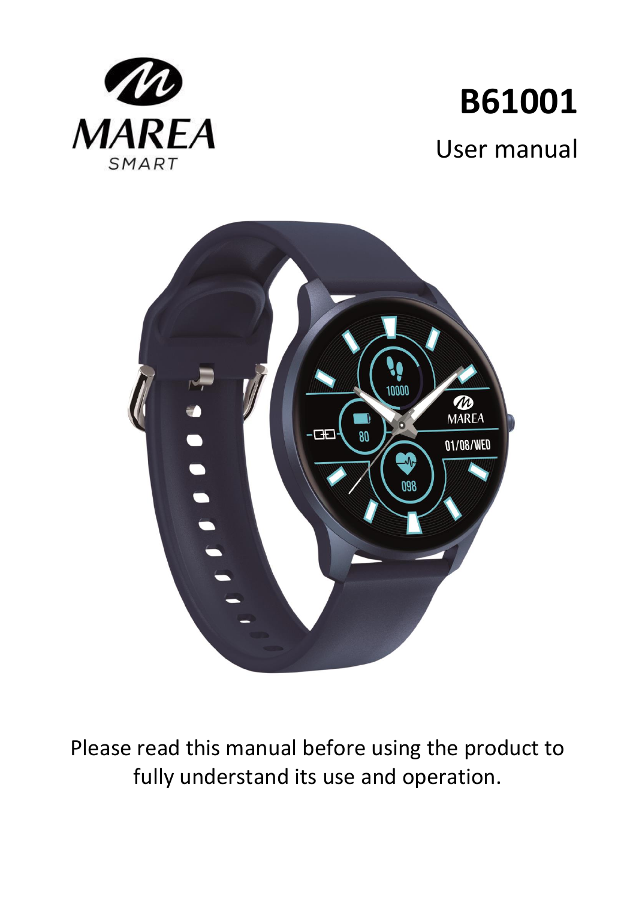MAREA SMART

# B61001

User manual

Please read this manual before using the product to fully understand its use and operation.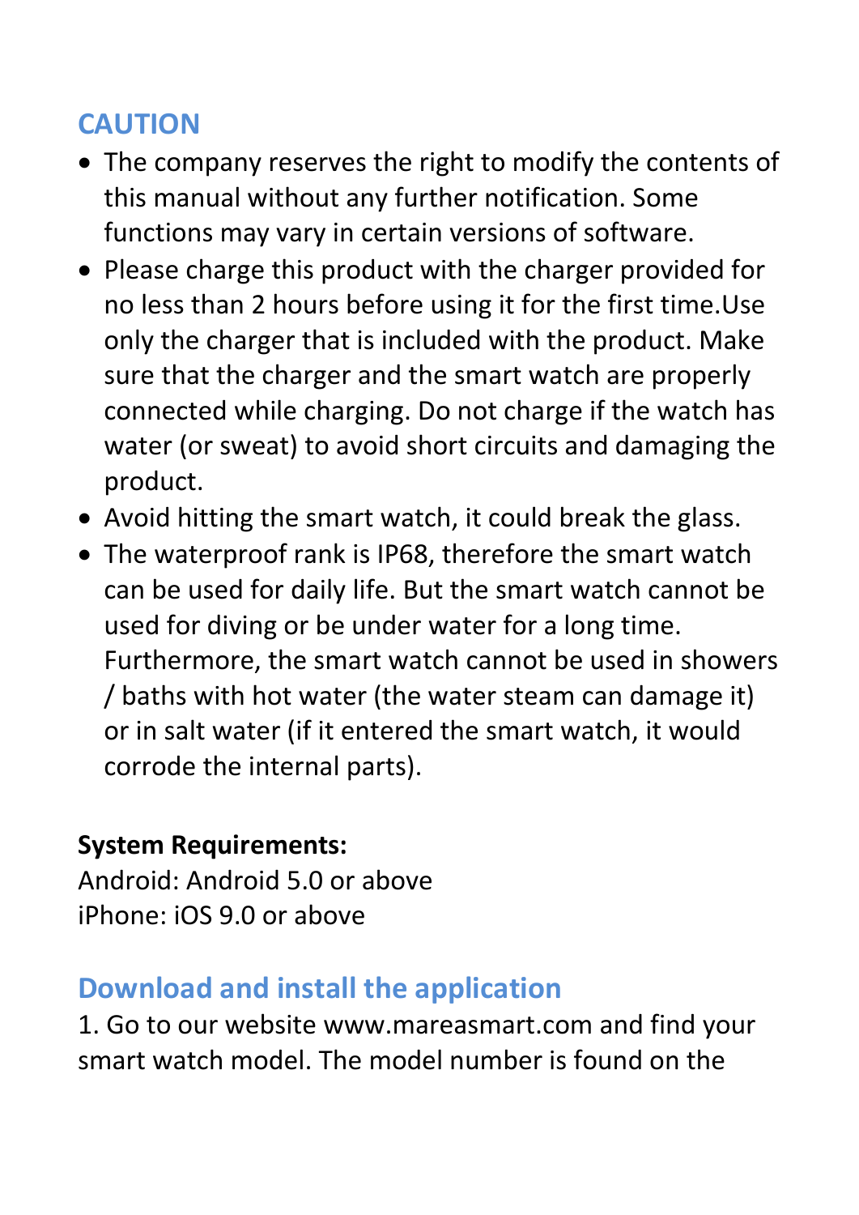## CAUTION

- The company reserves the right to modify the contents of this manual without any further notification. Some functions may vary in certain versions of software.
- Please charge this product with the charger provided for no less than 2 hours before using it for the first time.Use only the charger that is included with the product. Make sure that the charger and the smart watch are properly connected while charging. Do not charge if the watch has water (or sweat) to avoid short circuits and damaging the product.
- Avoid hitting the smart watch, it could break the glass.
- The waterproof rank is IP68, therefore the smart watch can be used for daily life. But the smart watch cannot be used for diving or be under water for a long time. Furthermore, the smart watch cannot be used in showers / baths with hot water (the water steam can damage it) or in salt water (if it entered the smart watch, it would corrode the internal parts).

**System Requirements:**
Android: Android 5.0 or above
iPhone: iOS 9.0 or above

## Download and install the application

1. Go to our website www.mareasmart.com and find your smart watch model. The model number is found on the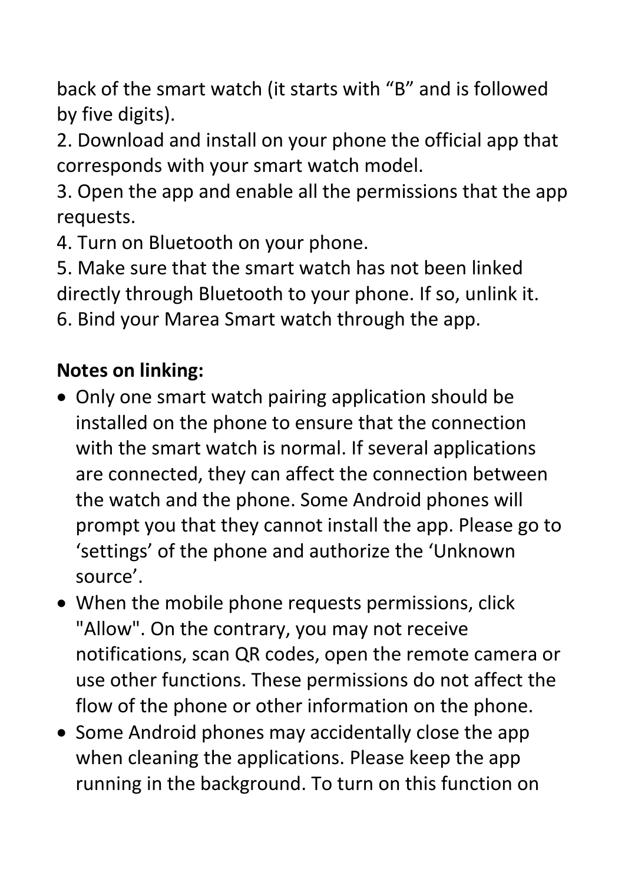back of the smart watch (it starts with “B” and is followed by five digits).

2. Download and install on your phone the official app that corresponds with your smart watch model.
3. Open the app and enable all the permissions that the app requests.
4. Turn on Bluetooth on your phone.
5. Make sure that the smart watch has not been linked directly through Bluetooth to your phone. If so, unlink it.
6. Bind your Marea Smart watch through the app.

**Notes on linking:**

- Only one smart watch pairing application should be installed on the phone to ensure that the connection with the smart watch is normal. If several applications are connected, they can affect the connection between the watch and the phone. Some Android phones will prompt you that they cannot install the app. Please go to ‘settings’ of the phone and authorize the ‘Unknown source’.
- When the mobile phone requests permissions, click "Allow". On the contrary, you may not receive notifications, scan QR codes, open the remote camera or use other functions. These permissions do not affect the flow of the phone or other information on the phone.
- Some Android phones may accidentally close the app when cleaning the applications. Please keep the app running in the background. To turn on this function on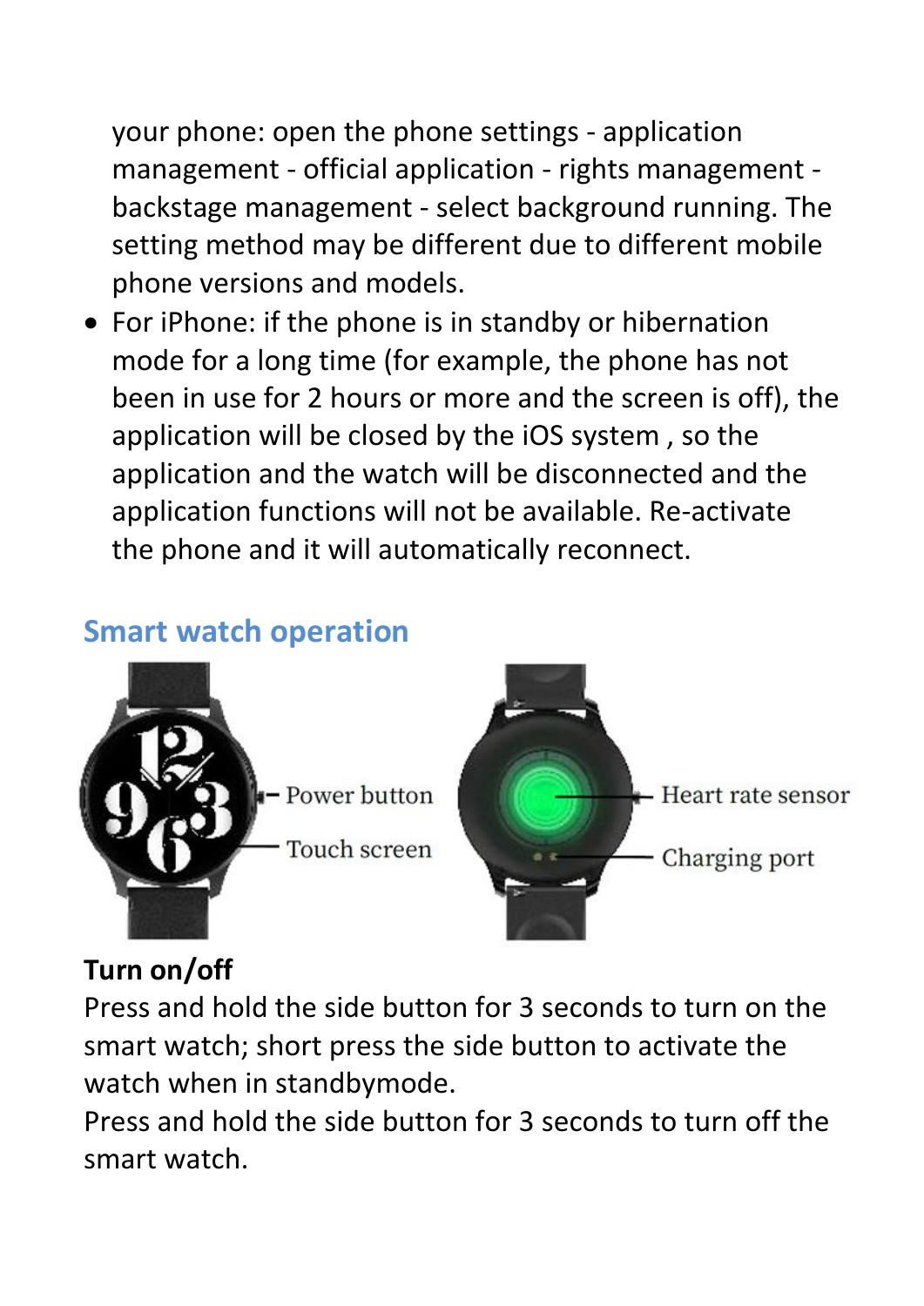your phone: open the phone settings - application management - official application - rights management - backstage management - select background running. The setting method may be different due to different mobile phone versions and models.

- For iPhone: if the phone is in standby or hibernation mode for a long time (for example, the phone has not been in use for 2 hours or more and the screen is off), the application will be closed by the iOS system , so the application and the watch will be disconnected and the application functions will not be available. Re-activate the phone and it will automatically reconnect.

## Smart watch operation

Power button

Touch screen

Heart rate sensor

Charging port

**Turn on/off**

Press and hold the side button for 3 seconds to turn on the smart watch; short press the side button to activate the watch when in standbymode.

Press and hold the side button for 3 seconds to turn off the smart watch.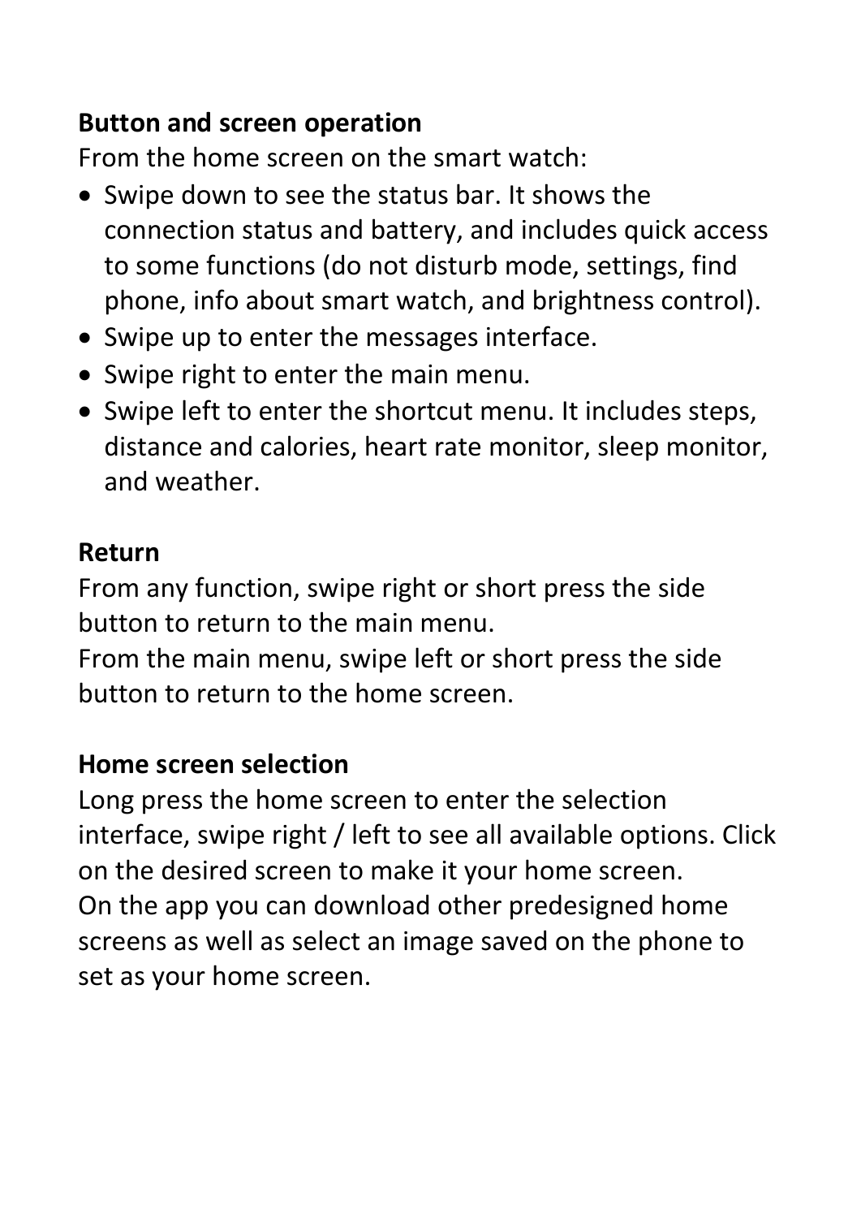## Button and screen operation

From the home screen on the smart watch:

- Swipe down to see the status bar. It shows the connection status and battery, and includes quick access to some functions (do not disturb mode, settings, find phone, info about smart watch, and brightness control).
- Swipe up to enter the messages interface.
- Swipe right to enter the main menu.
- Swipe left to enter the shortcut menu. It includes steps, distance and calories, heart rate monitor, sleep monitor, and weather.

## Return

From any function, swipe right or short press the side button to return to the main menu.
From the main menu, swipe left or short press the side button to return to the home screen.

## Home screen selection

Long press the home screen to enter the selection interface, swipe right / left to see all available options. Click on the desired screen to make it your home screen.
On the app you can download other predesigned home screens as well as select an image saved on the phone to set as your home screen.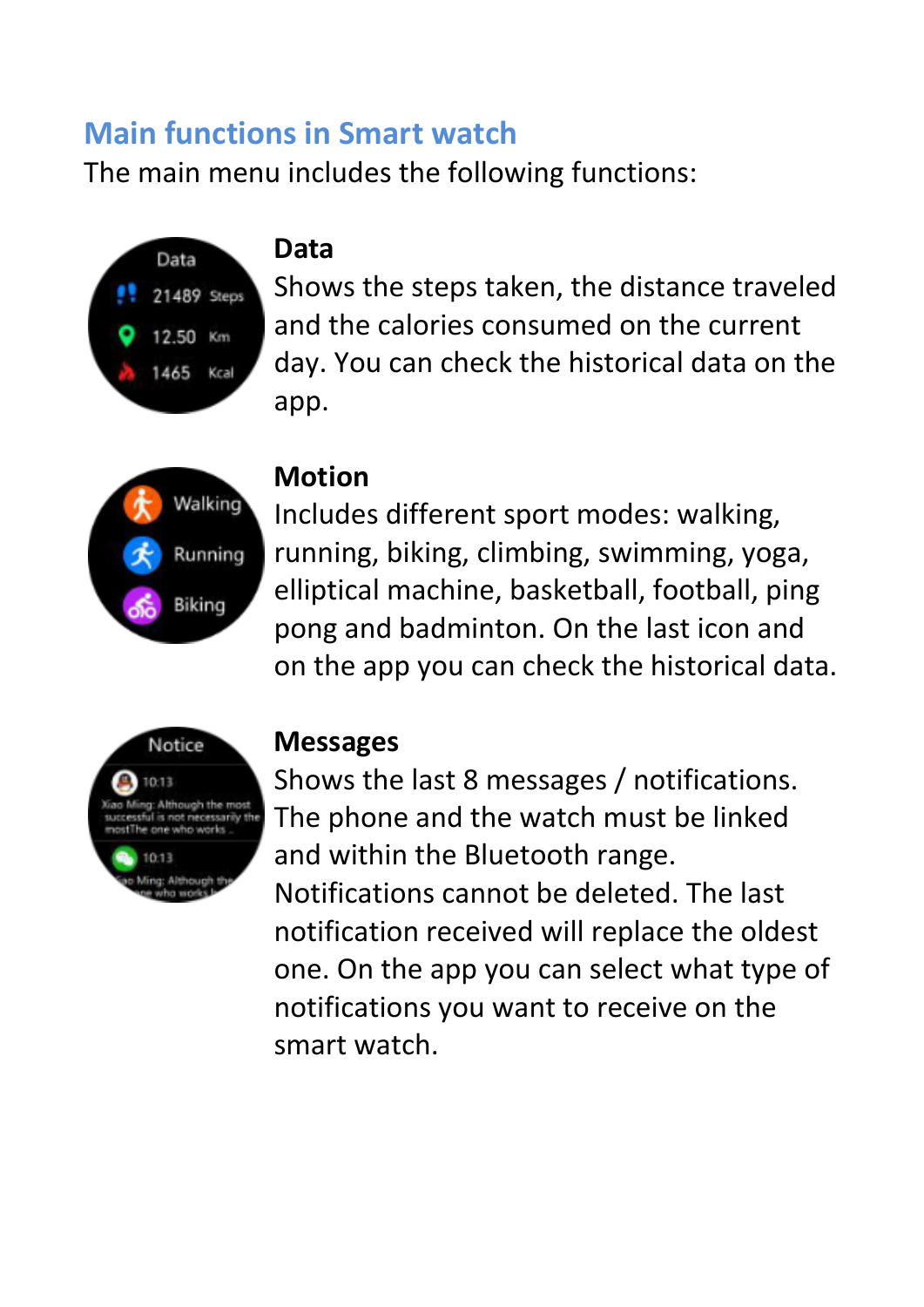## Main functions in Smart watch

The main menu includes the following functions:

**Data**

Shows the steps taken, the distance traveled and the calories consumed on the current day. You can check the historical data on the app.

**Motion**

Includes different sport modes: walking, running, biking, climbing, swimming, yoga, elliptical machine, basketball, football, ping pong and badminton. On the last icon and on the app you can check the historical data.

**Messages**

Shows the last 8 messages / notifications. The phone and the watch must be linked and within the Bluetooth range. Notifications cannot be deleted. The last notification received will replace the oldest one. On the app you can select what type of notifications you want to receive on the smart watch.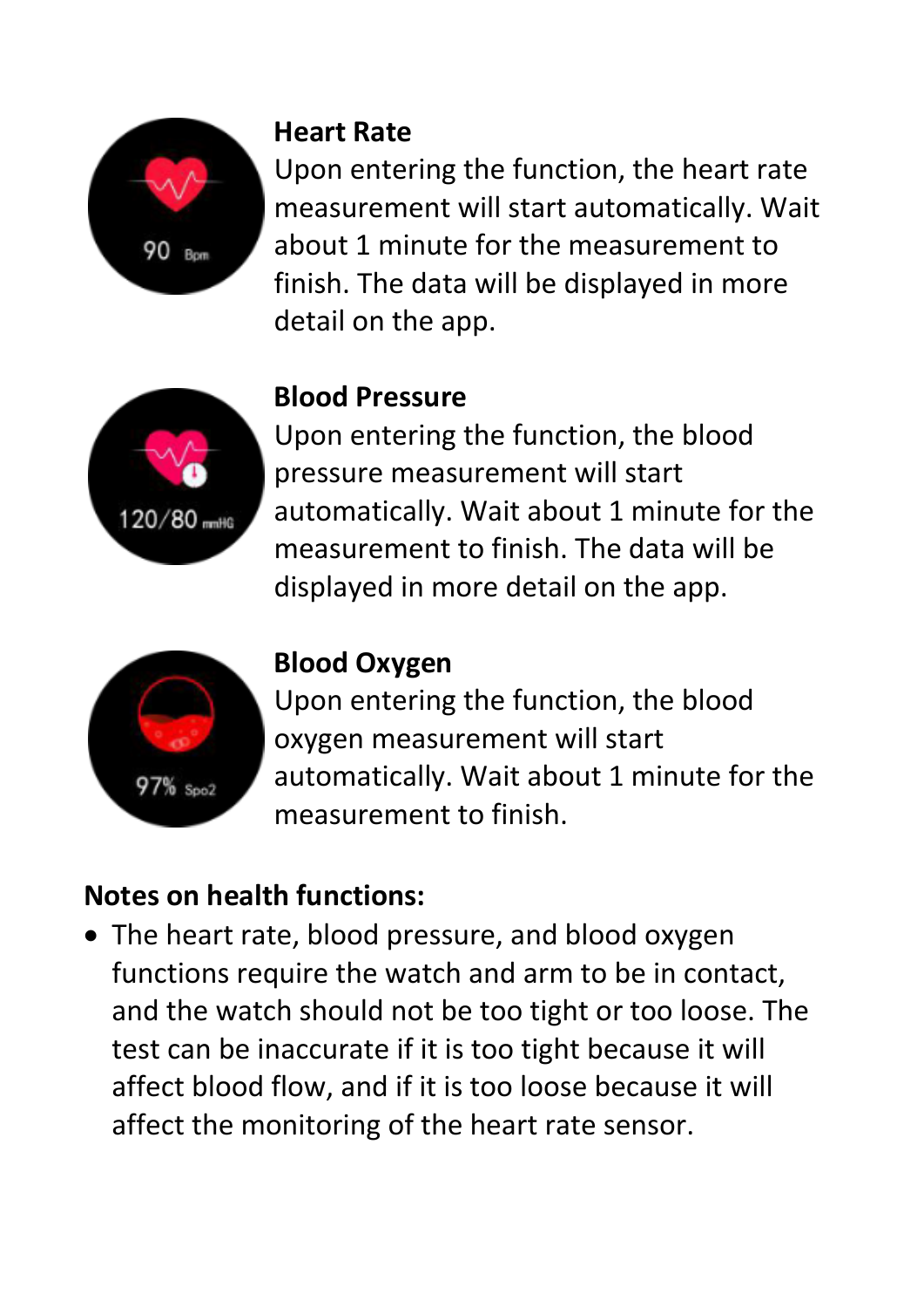### Heart Rate

Upon entering the function, the heart rate measurement will start automatically. Wait about 1 minute for the measurement to finish. The data will be displayed in more detail on the app.

### Blood Pressure

Upon entering the function, the blood pressure measurement will start automatically. Wait about 1 minute for the measurement to finish. The data will be displayed in more detail on the app.

### Blood Oxygen

Upon entering the function, the blood oxygen measurement will start automatically. Wait about 1 minute for the measurement to finish.

### Notes on health functions:

- The heart rate, blood pressure, and blood oxygen functions require the watch and arm to be in contact, and the watch should not be too tight or too loose. The test can be inaccurate if it is too tight because it will affect blood flow, and if it is too loose because it will affect the monitoring of the heart rate sensor.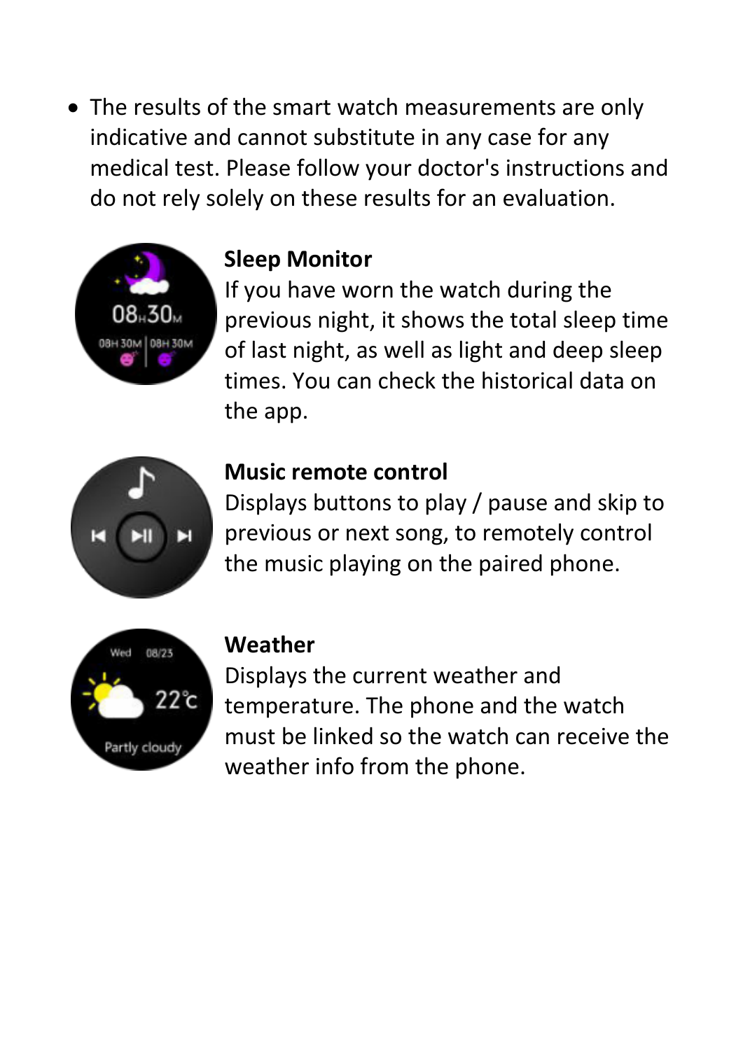- The results of the smart watch measurements are only indicative and cannot substitute in any case for any medical test. Please follow your doctor's instructions and do not rely solely on these results for an evaluation.

**Sleep Monitor**

If you have worn the watch during the previous night, it shows the total sleep time of last night, as well as light and deep sleep times. You can check the historical data on the app.

**Music remote control**

Displays buttons to play / pause and skip to previous or next song, to remotely control the music playing on the paired phone.

**Weather**

Displays the current weather and temperature. The phone and the watch must be linked so the watch can receive the weather info from the phone.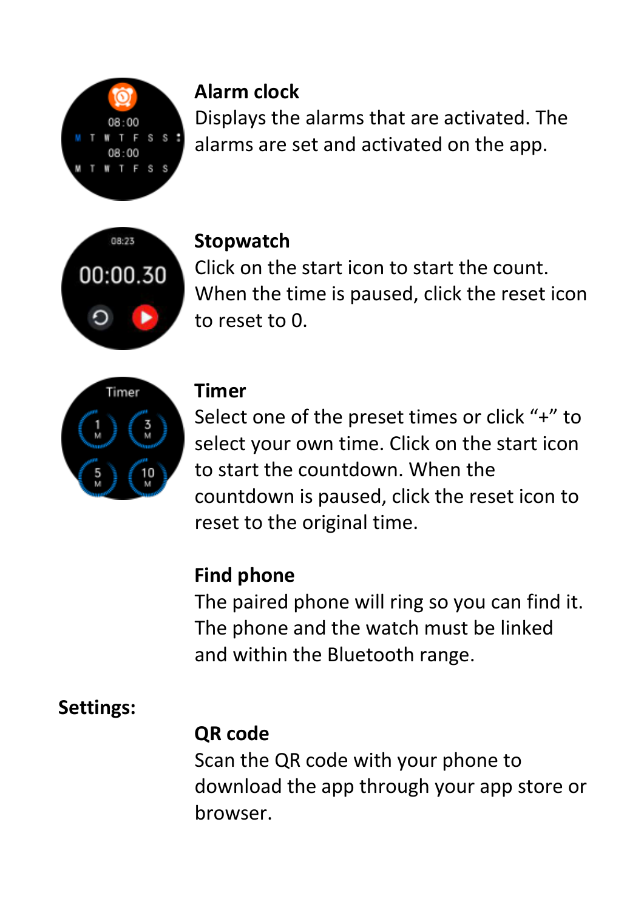**Alarm clock**
Displays the alarms that are activated. The alarms are set and activated on the app.

**Stopwatch**
Click on the start icon to start the count. When the time is paused, click the reset icon to reset to 0.

**Timer**
Select one of the preset times or click “+” to select your own time. Click on the start icon to start the countdown. When the countdown is paused, click the reset icon to reset to the original time.

**Find phone**
The paired phone will ring so you can find it. The phone and the watch must be linked and within the Bluetooth range.

**Settings:**

**QR code**
Scan the QR code with your phone to download the app through your app store or browser.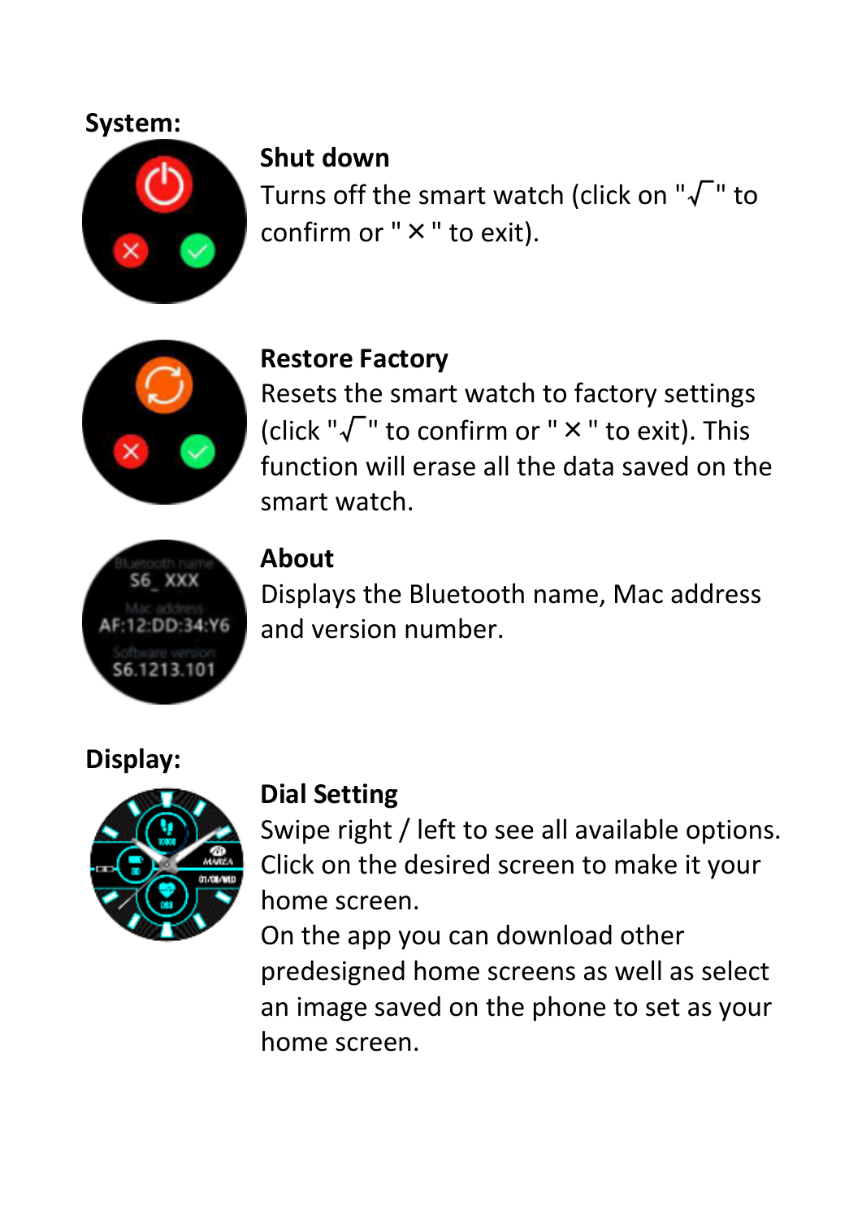**System:**

**Shut down**

Turns off the smart watch (click on "√" to confirm or " × " to exit).

**Restore Factory**

Resets the smart watch to factory settings (click "√" to confirm or " × " to exit). This function will erase all the data saved on the smart watch.

**About**

Displays the Bluetooth name, Mac address and version number.

**Display:**

**Dial Setting**

Swipe right / left to see all available options. Click on the desired screen to make it your home screen.

On the app you can download other predesigned home screens as well as select an image saved on the phone to set as your home screen.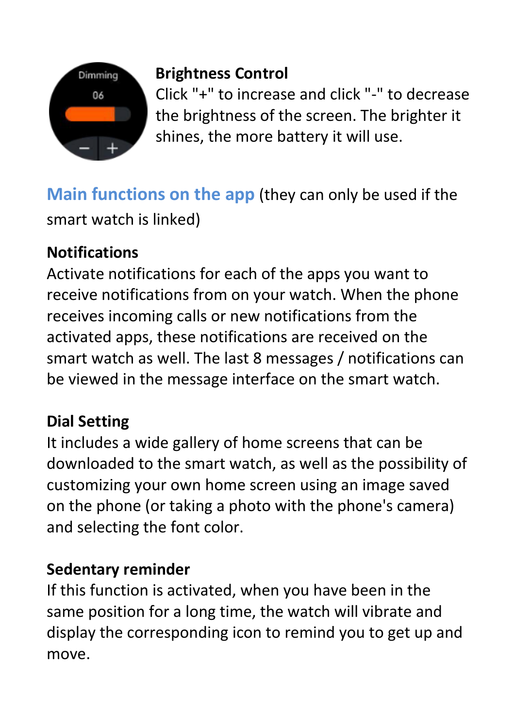**Brightness Control**

Click "+" to increase and click "-" to decrease the brightness of the screen. The brighter it shines, the more battery it will use.

## Main functions on the app (they can only be used if the smart watch is linked)

**Notifications**

Activate notifications for each of the apps you want to receive notifications from on your watch. When the phone receives incoming calls or new notifications from the activated apps, these notifications are received on the smart watch as well. The last 8 messages / notifications can be viewed in the message interface on the smart watch.

**Dial Setting**

It includes a wide gallery of home screens that can be downloaded to the smart watch, as well as the possibility of customizing your own home screen using an image saved on the phone (or taking a photo with the phone's camera) and selecting the font color.

**Sedentary reminder**

If this function is activated, when you have been in the same position for a long time, the watch will vibrate and display the corresponding icon to remind you to get up and move.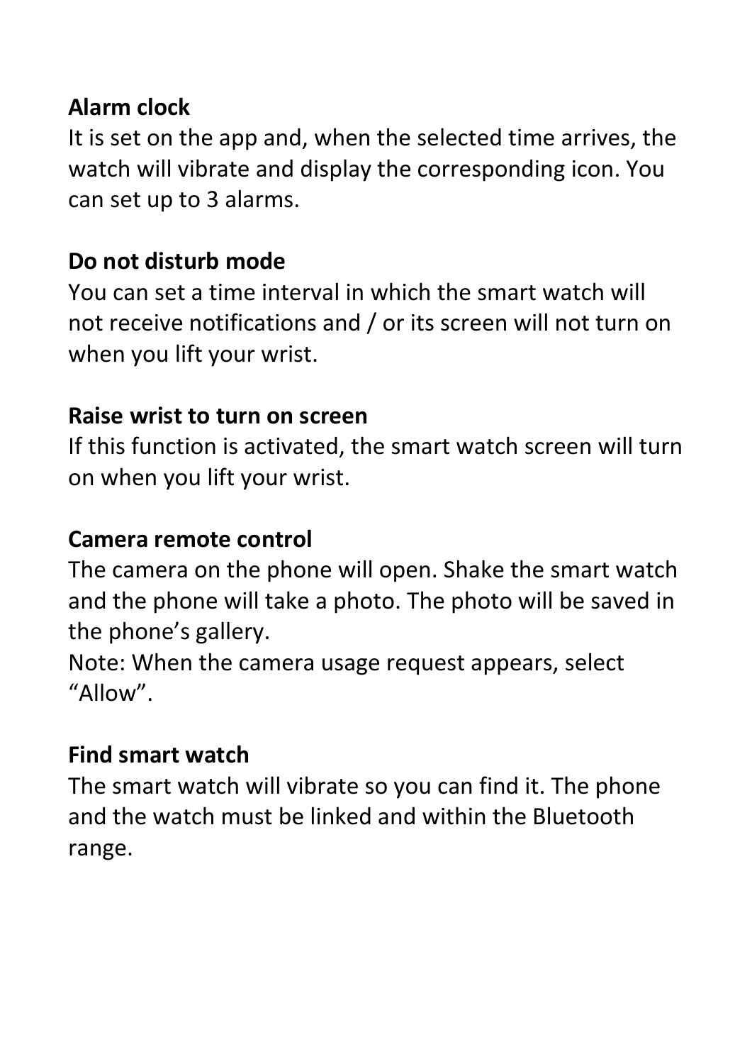**Alarm clock**

It is set on the app and, when the selected time arrives, the watch will vibrate and display the corresponding icon. You can set up to 3 alarms.

**Do not disturb mode**

You can set a time interval in which the smart watch will not receive notifications and / or its screen will not turn on when you lift your wrist.

**Raise wrist to turn on screen**

If this function is activated, the smart watch screen will turn on when you lift your wrist.

**Camera remote control**

The camera on the phone will open. Shake the smart watch and the phone will take a photo. The photo will be saved in the phone's gallery.

Note: When the camera usage request appears, select "Allow".

**Find smart watch**

The smart watch will vibrate so you can find it. The phone and the watch must be linked and within the Bluetooth range.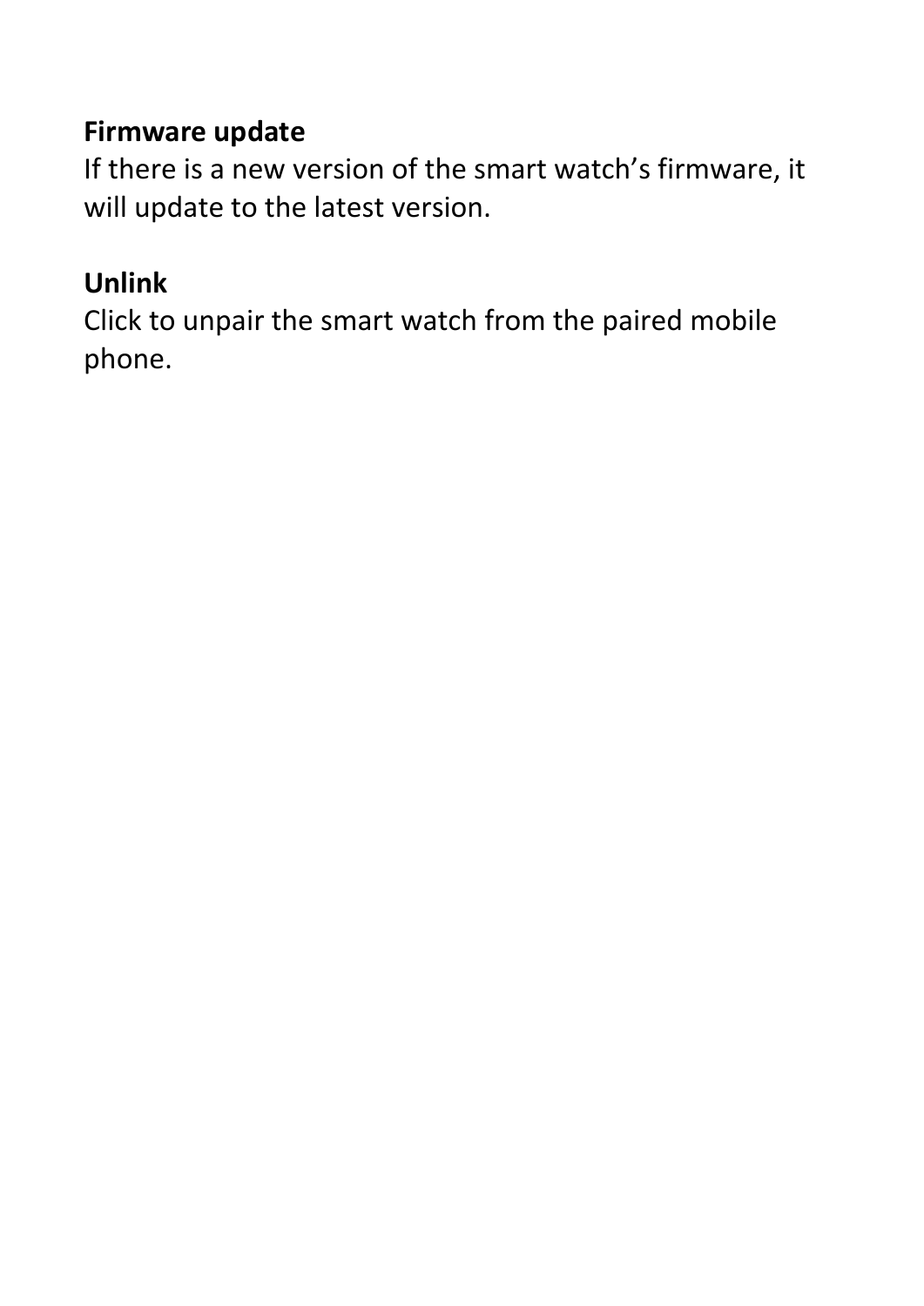**Firmware update**

If there is a new version of the smart watch's firmware, it will update to the latest version.

**Unlink**

Click to unpair the smart watch from the paired mobile phone.